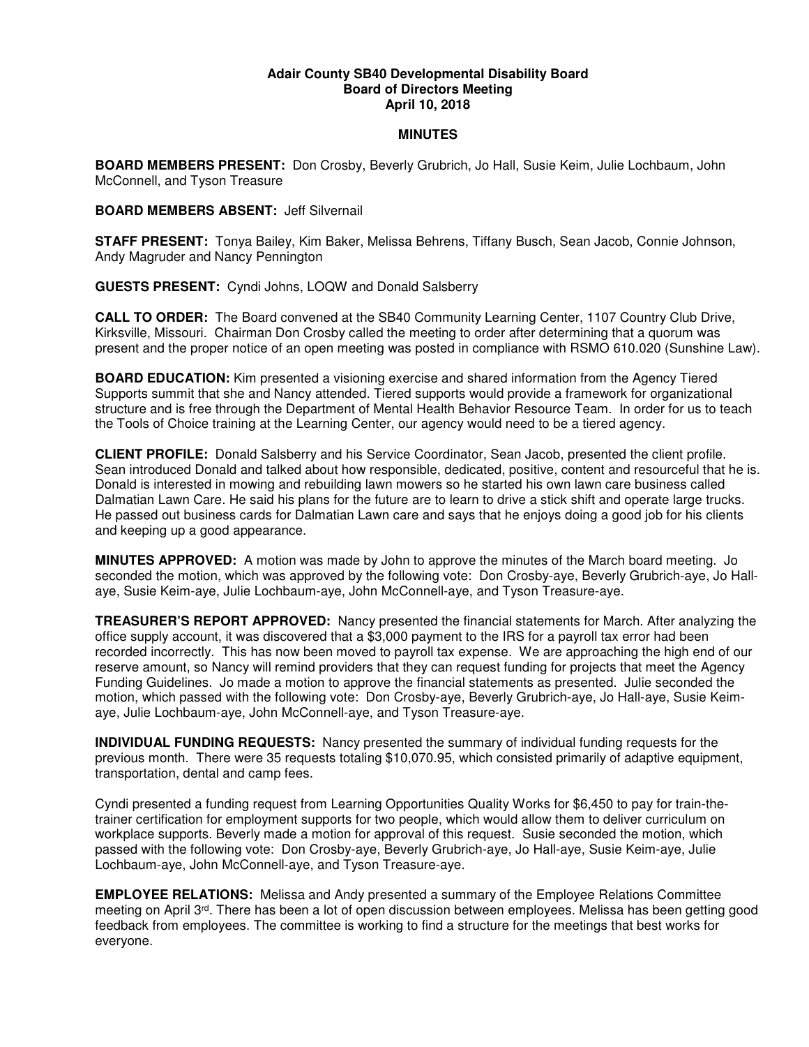# Adair County SB40 Developmental Disability Board
## Board of Directors Meeting
## April 10, 2018

## MINUTES

**BOARD MEMBERS PRESENT:** Don Crosby, Beverly Grubrich, Jo Hall, Susie Keim, Julie Lochbaum, John McConnell, and Tyson Treasure

**BOARD MEMBERS ABSENT:** Jeff Silvernail

**STAFF PRESENT:** Tonya Bailey, Kim Baker, Melissa Behrens, Tiffany Busch, Sean Jacob, Connie Johnson, Andy Magruder and Nancy Pennington

**GUESTS PRESENT:** Cyndi Johns, LOQW and Donald Salsberry

**CALL TO ORDER:** The Board convened at the SB40 Community Learning Center, 1107 Country Club Drive, Kirksville, Missouri. Chairman Don Crosby called the meeting to order after determining that a quorum was present and the proper notice of an open meeting was posted in compliance with RSMO 610.020 (Sunshine Law).

**BOARD EDUCATION:** Kim presented a visioning exercise and shared information from the Agency Tiered Supports summit that she and Nancy attended. Tiered supports would provide a framework for organizational structure and is free through the Department of Mental Health Behavior Resource Team. In order for us to teach the Tools of Choice training at the Learning Center, our agency would need to be a tiered agency.

**CLIENT PROFILE:** Donald Salsberry and his Service Coordinator, Sean Jacob, presented the client profile. Sean introduced Donald and talked about how responsible, dedicated, positive, content and resourceful that he is. Donald is interested in mowing and rebuilding lawn mowers so he started his own lawn care business called Dalmatian Lawn Care. He said his plans for the future are to learn to drive a stick shift and operate large trucks. He passed out business cards for Dalmatian Lawn care and says that he enjoys doing a good job for his clients and keeping up a good appearance.

**MINUTES APPROVED:** A motion was made by John to approve the minutes of the March board meeting. Jo seconded the motion, which was approved by the following vote: Don Crosby-aye, Beverly Grubrich-aye, Jo Hall-aye, Susie Keim-aye, Julie Lochbaum-aye, John McConnell-aye, and Tyson Treasure-aye.

**TREASURER'S REPORT APPROVED:** Nancy presented the financial statements for March. After analyzing the office supply account, it was discovered that a $3,000 payment to the IRS for a payroll tax error had been recorded incorrectly. This has now been moved to payroll tax expense. We are approaching the high end of our reserve amount, so Nancy will remind providers that they can request funding for projects that meet the Agency Funding Guidelines. Jo made a motion to approve the financial statements as presented. Julie seconded the motion, which passed with the following vote: Don Crosby-aye, Beverly Grubrich-aye, Jo Hall-aye, Susie Keim-aye, Julie Lochbaum-aye, John McConnell-aye, and Tyson Treasure-aye.

**INDIVIDUAL FUNDING REQUESTS:** Nancy presented the summary of individual funding requests for the previous month. There were 35 requests totaling $10,070.95, which consisted primarily of adaptive equipment, transportation, dental and camp fees.

Cyndi presented a funding request from Learning Opportunities Quality Works for $6,450 to pay for train-the-trainer certification for employment supports for two people, which would allow them to deliver curriculum on workplace supports. Beverly made a motion for approval of this request. Susie seconded the motion, which passed with the following vote: Don Crosby-aye, Beverly Grubrich-aye, Jo Hall-aye, Susie Keim-aye, Julie Lochbaum-aye, John McConnell-aye, and Tyson Treasure-aye.

**EMPLOYEE RELATIONS:** Melissa and Andy presented a summary of the Employee Relations Committee meeting on April 3rd. There has been a lot of open discussion between employees. Melissa has been getting good feedback from employees. The committee is working to find a structure for the meetings that best works for everyone.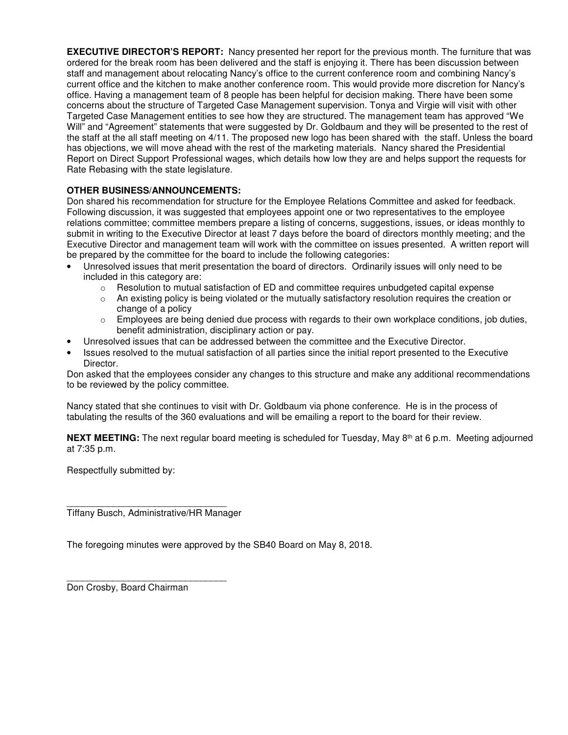**EXECUTIVE DIRECTOR'S REPORT:** Nancy presented her report for the previous month. The furniture that was ordered for the break room has been delivered and the staff is enjoying it. There has been discussion between staff and management about relocating Nancy's office to the current conference room and combining Nancy's current office and the kitchen to make another conference room. This would provide more discretion for Nancy's office. Having a management team of 8 people has been helpful for decision making. There have been some concerns about the structure of Targeted Case Management supervision. Tonya and Virgie will visit with other Targeted Case Management entities to see how they are structured. The management team has approved "We Will" and "Agreement" statements that were suggested by Dr. Goldbaum and they will be presented to the rest of the staff at the all staff meeting on 4/11. The proposed new logo has been shared with the staff. Unless the board has objections, we will move ahead with the rest of the marketing materials. Nancy shared the Presidential Report on Direct Support Professional wages, which details how low they are and helps support the requests for Rate Rebasing with the state legislature.

**OTHER BUSINESS/ANNOUNCEMENTS:**
Don shared his recommendation for structure for the Employee Relations Committee and asked for feedback. Following discussion, it was suggested that employees appoint one or two representatives to the employee relations committee; committee members prepare a listing of concerns, suggestions, issues, or ideas monthly to submit in writing to the Executive Director at least 7 days before the board of directors monthly meeting; and the Executive Director and management team will work with the committee on issues presented. A written report will be prepared by the committee for the board to include the following categories:

- Unresolved issues that merit presentation the board of directors. Ordinarily issues will only need to be included in this category are:
  - Resolution to mutual satisfaction of ED and committee requires unbudgeted capital expense
  - An existing policy is being violated or the mutually satisfactory resolution requires the creation or change of a policy
  - Employees are being denied due process with regards to their own workplace conditions, job duties, benefit administration, disciplinary action or pay.
- Unresolved issues that can be addressed between the committee and the Executive Director.
- Issues resolved to the mutual satisfaction of all parties since the initial report presented to the Executive Director.

Don asked that the employees consider any changes to this structure and make any additional recommendations to be reviewed by the policy committee.

Nancy stated that she continues to visit with Dr. Goldbaum via phone conference. He is in the process of tabulating the results of the 360 evaluations and will be emailing a report to the board for their review.

**NEXT MEETING:** The next regular board meeting is scheduled for Tuesday, May 8th at 6 p.m. Meeting adjourned at 7:35 p.m.

Respectfully submitted by:

\_\_\_\_\_\_\_\_\_\_\_\_\_\_\_\_\_\_\_\_\_\_\_\_\_\_\_\_\_\_\_\_
Tiffany Busch, Administrative/HR Manager

The foregoing minutes were approved by the SB40 Board on May 8, 2018.

\_\_\_\_\_\_\_\_\_\_\_\_\_\_\_\_\_\_\_\_\_\_\_\_\_\_\_\_\_\_\_\_
Don Crosby, Board Chairman